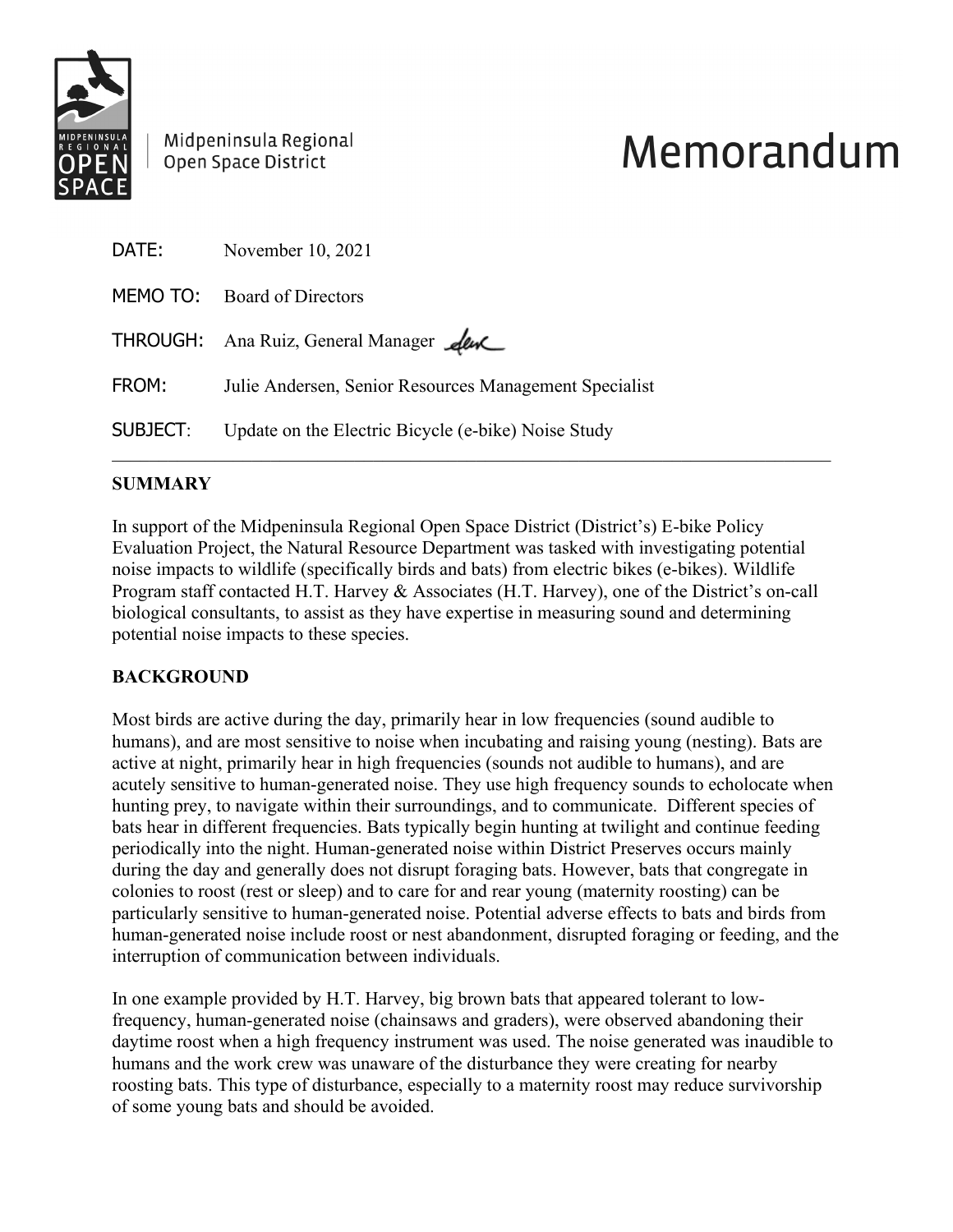Midpeninsula Regional Open Space District

# Memorandum

DATE: November 10, 2021

MEMO TO: Board of Directors

THROUGH: Ana Ruiz, General Manager

FROM: Julie Andersen, Senior Resources Management Specialist

SUBJECT: Update on the Electric Bicycle (e-bike) Noise Study

---

## SUMMARY

In support of the Midpeninsula Regional Open Space District (District's) E-bike Policy Evaluation Project, the Natural Resource Department was tasked with investigating potential noise impacts to wildlife (specifically birds and bats) from electric bikes (e-bikes). Wildlife Program staff contacted H.T. Harvey & Associates (H.T. Harvey), one of the District's on-call biological consultants, to assist as they have expertise in measuring sound and determining potential noise impacts to these species.

## BACKGROUND

Most birds are active during the day, primarily hear in low frequencies (sound audible to humans), and are most sensitive to noise when incubating and raising young (nesting). Bats are active at night, primarily hear in high frequencies (sounds not audible to humans), and are acutely sensitive to human-generated noise. They use high frequency sounds to echolocate when hunting prey, to navigate within their surroundings, and to communicate. Different species of bats hear in different frequencies. Bats typically begin hunting at twilight and continue feeding periodically into the night. Human-generated noise within District Preserves occurs mainly during the day and generally does not disrupt foraging bats. However, bats that congregate in colonies to roost (rest or sleep) and to care for and rear young (maternity roosting) can be particularly sensitive to human-generated noise. Potential adverse effects to bats and birds from human-generated noise include roost or nest abandonment, disrupted foraging or feeding, and the interruption of communication between individuals.

In one example provided by H.T. Harvey, big brown bats that appeared tolerant to low-frequency, human-generated noise (chainsaws and graders), were observed abandoning their daytime roost when a high frequency instrument was used. The noise generated was inaudible to humans and the work crew was unaware of the disturbance they were creating for nearby roosting bats. This type of disturbance, especially to a maternity roost may reduce survivorship of some young bats and should be avoided.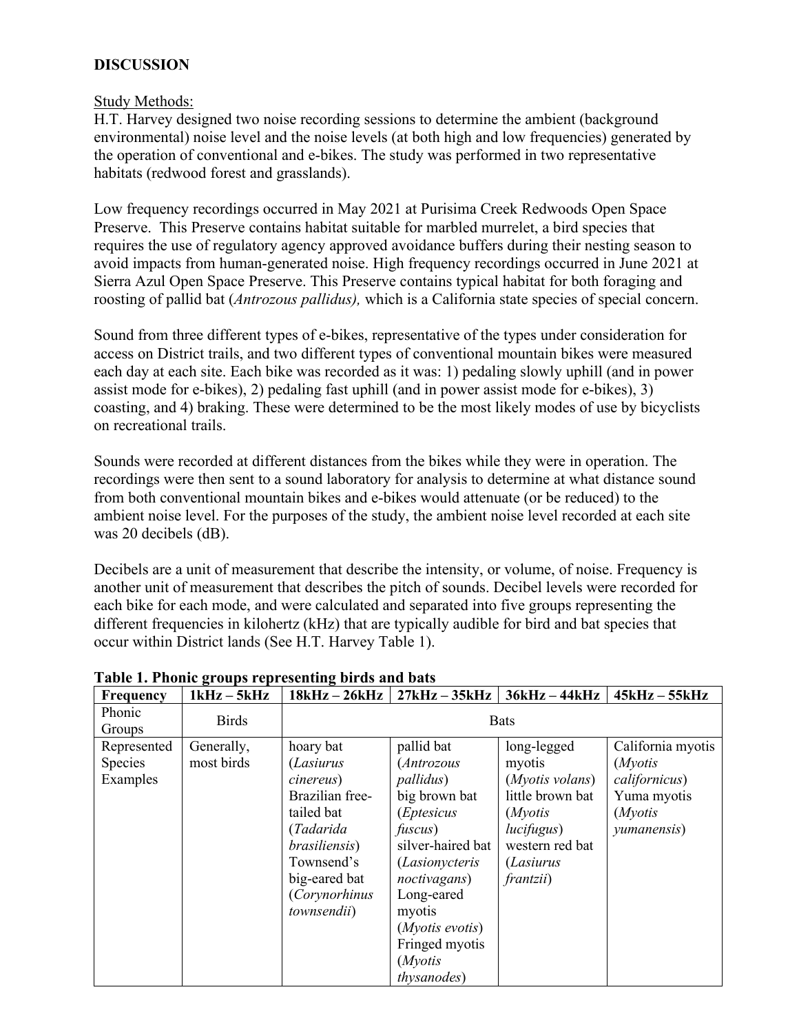## DISCUSSION

Study Methods:
H.T. Harvey designed two noise recording sessions to determine the ambient (background environmental) noise level and the noise levels (at both high and low frequencies) generated by the operation of conventional and e-bikes. The study was performed in two representative habitats (redwood forest and grasslands).

Low frequency recordings occurred in May 2021 at Purisima Creek Redwoods Open Space Preserve. This Preserve contains habitat suitable for marbled murrelet, a bird species that requires the use of regulatory agency approved avoidance buffers during their nesting season to avoid impacts from human-generated noise. High frequency recordings occurred in June 2021 at Sierra Azul Open Space Preserve. This Preserve contains typical habitat for both foraging and roosting of pallid bat (*Antrozous pallidus),* which is a California state species of special concern.

Sound from three different types of e-bikes, representative of the types under consideration for access on District trails, and two different types of conventional mountain bikes were measured each day at each site. Each bike was recorded as it was: 1) pedaling slowly uphill (and in power assist mode for e-bikes), 2) pedaling fast uphill (and in power assist mode for e-bikes), 3) coasting, and 4) braking. These were determined to be the most likely modes of use by bicyclists on recreational trails.

Sounds were recorded at different distances from the bikes while they were in operation. The recordings were then sent to a sound laboratory for analysis to determine at what distance sound from both conventional mountain bikes and e-bikes would attenuate (or be reduced) to the ambient noise level. For the purposes of the study, the ambient noise level recorded at each site was 20 decibels (dB).

Decibels are a unit of measurement that describe the intensity, or volume, of noise. Frequency is another unit of measurement that describes the pitch of sounds. Decibel levels were recorded for each bike for each mode, and were calculated and separated into five groups representing the different frequencies in kilohertz (kHz) that are typically audible for bird and bat species that occur within District lands (See H.T. Harvey Table 1).

**Table 1. Phonic groups representing birds and bats**

| **Frequency** | **1kHz – 5kHz** | **18kHz – 26kHz** | **27kHz – 35kHz** | **36kHz – 44kHz** | **45kHz – 55kHz** |
|---|---|---|---|---|---|
| Phonic Groups | Birds | Bats | | | |
| Represented Species Examples | Generally, most birds | hoary bat (*Lasiurus cinereus*) Brazilian free-tailed bat (*Tadarida brasiliensis*) Townsend's big-eared bat (*Corynorhinus townsendii*) | pallid bat (*Antrozous pallidus*) big brown bat (*Eptesicus fuscus*) silver-haired bat (*Lasionycteris noctivagans*) Long-eared myotis (*Myotis evotis*) Fringed myotis (*Myotis thysanodes*) | long-legged myotis (*Myotis volans*) little brown bat (*Myotis lucifugus*) western red bat (*Lasiurus frantzii*) | California myotis (*Myotis californicus*) Yuma myotis (*Myotis yumanensis*) |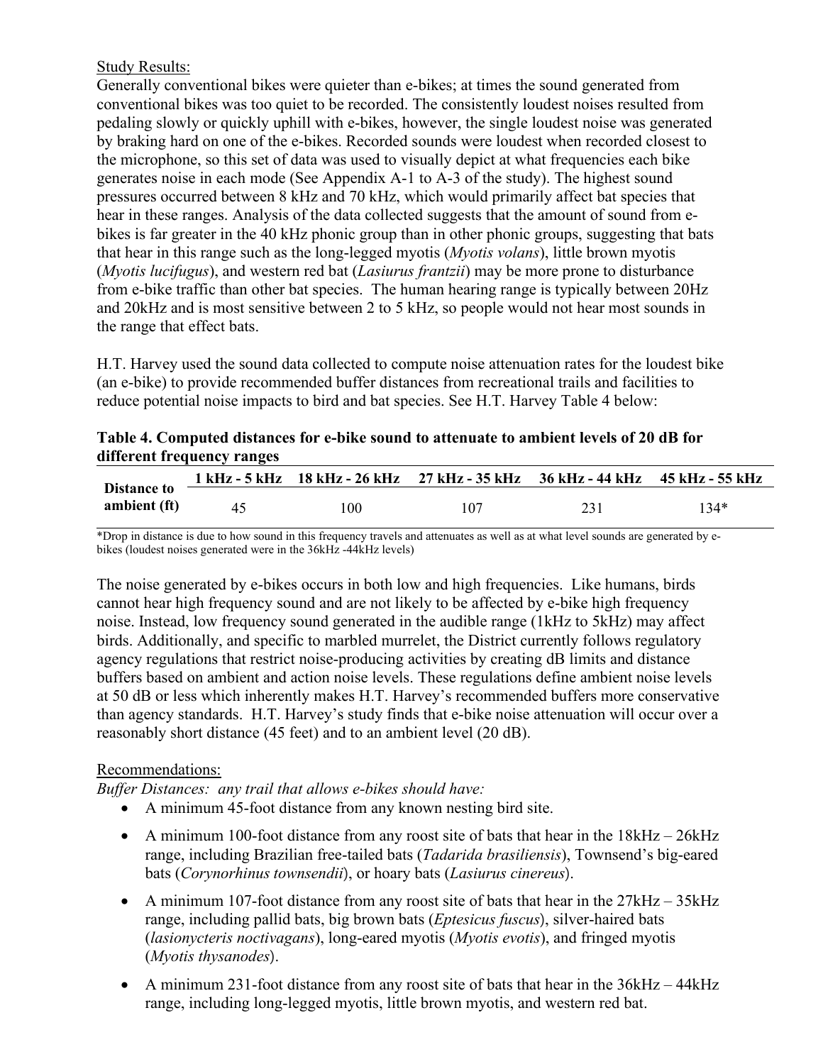Study Results:
Generally conventional bikes were quieter than e-bikes; at times the sound generated from conventional bikes was too quiet to be recorded. The consistently loudest noises resulted from pedaling slowly or quickly uphill with e-bikes, however, the single loudest noise was generated by braking hard on one of the e-bikes. Recorded sounds were loudest when recorded closest to the microphone, so this set of data was used to visually depict at what frequencies each bike generates noise in each mode (See Appendix A-1 to A-3 of the study). The highest sound pressures occurred between 8 kHz and 70 kHz, which would primarily affect bat species that hear in these ranges. Analysis of the data collected suggests that the amount of sound from e-bikes is far greater in the 40 kHz phonic group than in other phonic groups, suggesting that bats that hear in this range such as the long-legged myotis (*Myotis volans*), little brown myotis (*Myotis lucifugus*), and western red bat (*Lasiurus frantzii*) may be more prone to disturbance from e-bike traffic than other bat species. The human hearing range is typically between 20Hz and 20kHz and is most sensitive between 2 to 5 kHz, so people would not hear most sounds in the range that effect bats.

H.T. Harvey used the sound data collected to compute noise attenuation rates for the loudest bike (an e-bike) to provide recommended buffer distances from recreational trails and facilities to reduce potential noise impacts to bird and bat species. See H.T. Harvey Table 4 below:

**Table 4. Computed distances for e-bike sound to attenuate to ambient levels of 20 dB for different frequency ranges**

| | 1 kHz - 5 kHz | 18 kHz - 26 kHz | 27 kHz - 35 kHz | 36 kHz - 44 kHz | 45 kHz - 55 kHz |
|---|---|---|---|---|---|
| **Distance to ambient (ft)** | 45 | 100 | 107 | 231 | 134* |

*Drop in distance is due to how sound in this frequency travels and attenuates as well as at what level sounds are generated by e-bikes (loudest noises generated were in the 36kHz -44kHz levels)

The noise generated by e-bikes occurs in both low and high frequencies. Like humans, birds cannot hear high frequency sound and are not likely to be affected by e-bike high frequency noise. Instead, low frequency sound generated in the audible range (1kHz to 5kHz) may affect birds. Additionally, and specific to marbled murrelet, the District currently follows regulatory agency regulations that restrict noise-producing activities by creating dB limits and distance buffers based on ambient and action noise levels. These regulations define ambient noise levels at 50 dB or less which inherently makes H.T. Harvey's recommended buffers more conservative than agency standards. H.T. Harvey's study finds that e-bike noise attenuation will occur over a reasonably short distance (45 feet) and to an ambient level (20 dB).

Recommendations:
*Buffer Distances: any trail that allows e-bikes should have:*

- A minimum 45-foot distance from any known nesting bird site.
- A minimum 100-foot distance from any roost site of bats that hear in the 18kHz – 26kHz range, including Brazilian free-tailed bats (*Tadarida brasiliensis*), Townsend's big-eared bats (*Corynorhinus townsendii*), or hoary bats (*Lasiurus cinereus*).
- A minimum 107-foot distance from any roost site of bats that hear in the 27kHz – 35kHz range, including pallid bats, big brown bats (*Eptesicus fuscus*), silver-haired bats (*lasionycteris noctivagans*), long-eared myotis (*Myotis evotis*), and fringed myotis (*Myotis thysanodes*).
- A minimum 231-foot distance from any roost site of bats that hear in the 36kHz – 44kHz range, including long-legged myotis, little brown myotis, and western red bat.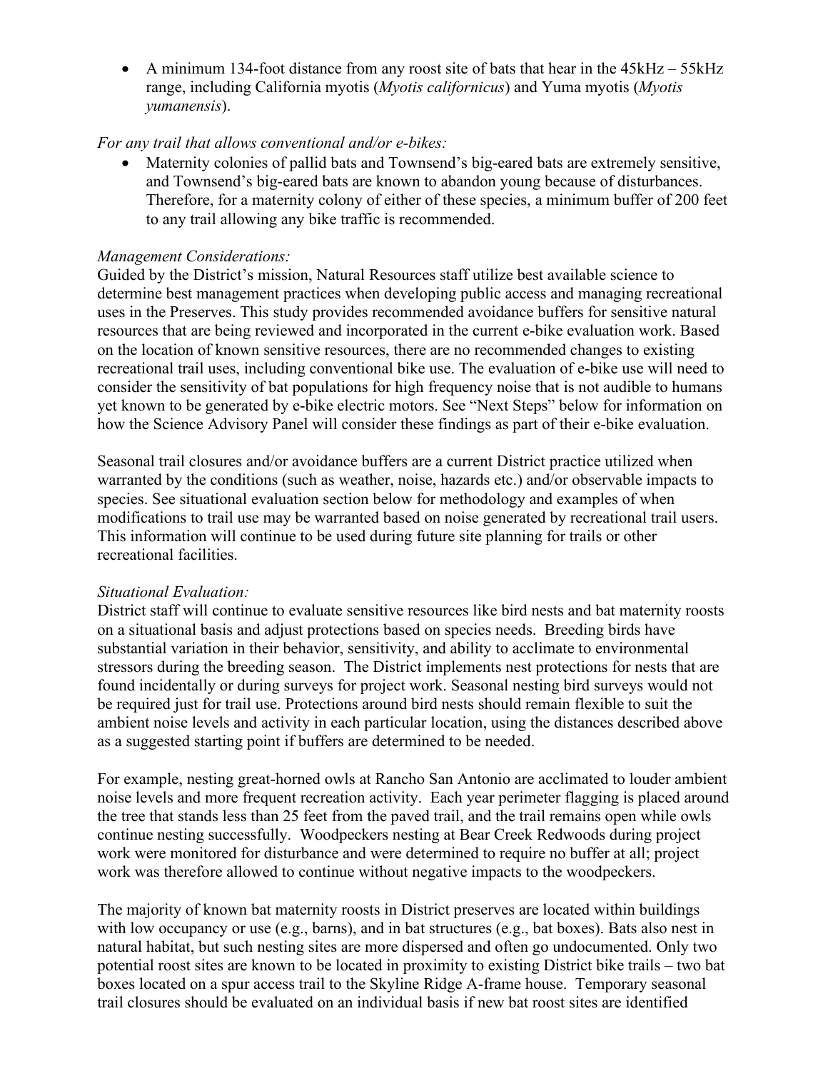- A minimum 134-foot distance from any roost site of bats that hear in the 45kHz – 55kHz range, including California myotis (*Myotis californicus*) and Yuma myotis (*Myotis yumanensis*).

*For any trail that allows conventional and/or e-bikes:*

- Maternity colonies of pallid bats and Townsend's big-eared bats are extremely sensitive, and Townsend's big-eared bats are known to abandon young because of disturbances. Therefore, for a maternity colony of either of these species, a minimum buffer of 200 feet to any trail allowing any bike traffic is recommended.

*Management Considerations:*

Guided by the District's mission, Natural Resources staff utilize best available science to determine best management practices when developing public access and managing recreational uses in the Preserves. This study provides recommended avoidance buffers for sensitive natural resources that are being reviewed and incorporated in the current e-bike evaluation work. Based on the location of known sensitive resources, there are no recommended changes to existing recreational trail uses, including conventional bike use. The evaluation of e-bike use will need to consider the sensitivity of bat populations for high frequency noise that is not audible to humans yet known to be generated by e-bike electric motors. See "Next Steps" below for information on how the Science Advisory Panel will consider these findings as part of their e-bike evaluation.

Seasonal trail closures and/or avoidance buffers are a current District practice utilized when warranted by the conditions (such as weather, noise, hazards etc.) and/or observable impacts to species. See situational evaluation section below for methodology and examples of when modifications to trail use may be warranted based on noise generated by recreational trail users. This information will continue to be used during future site planning for trails or other recreational facilities.

*Situational Evaluation:*

District staff will continue to evaluate sensitive resources like bird nests and bat maternity roosts on a situational basis and adjust protections based on species needs. Breeding birds have substantial variation in their behavior, sensitivity, and ability to acclimate to environmental stressors during the breeding season. The District implements nest protections for nests that are found incidentally or during surveys for project work. Seasonal nesting bird surveys would not be required just for trail use. Protections around bird nests should remain flexible to suit the ambient noise levels and activity in each particular location, using the distances described above as a suggested starting point if buffers are determined to be needed.

For example, nesting great-horned owls at Rancho San Antonio are acclimated to louder ambient noise levels and more frequent recreation activity. Each year perimeter flagging is placed around the tree that stands less than 25 feet from the paved trail, and the trail remains open while owls continue nesting successfully. Woodpeckers nesting at Bear Creek Redwoods during project work were monitored for disturbance and were determined to require no buffer at all; project work was therefore allowed to continue without negative impacts to the woodpeckers.

The majority of known bat maternity roosts in District preserves are located within buildings with low occupancy or use (e.g., barns), and in bat structures (e.g., bat boxes). Bats also nest in natural habitat, but such nesting sites are more dispersed and often go undocumented. Only two potential roost sites are known to be located in proximity to existing District bike trails – two bat boxes located on a spur access trail to the Skyline Ridge A-frame house. Temporary seasonal trail closures should be evaluated on an individual basis if new bat roost sites are identified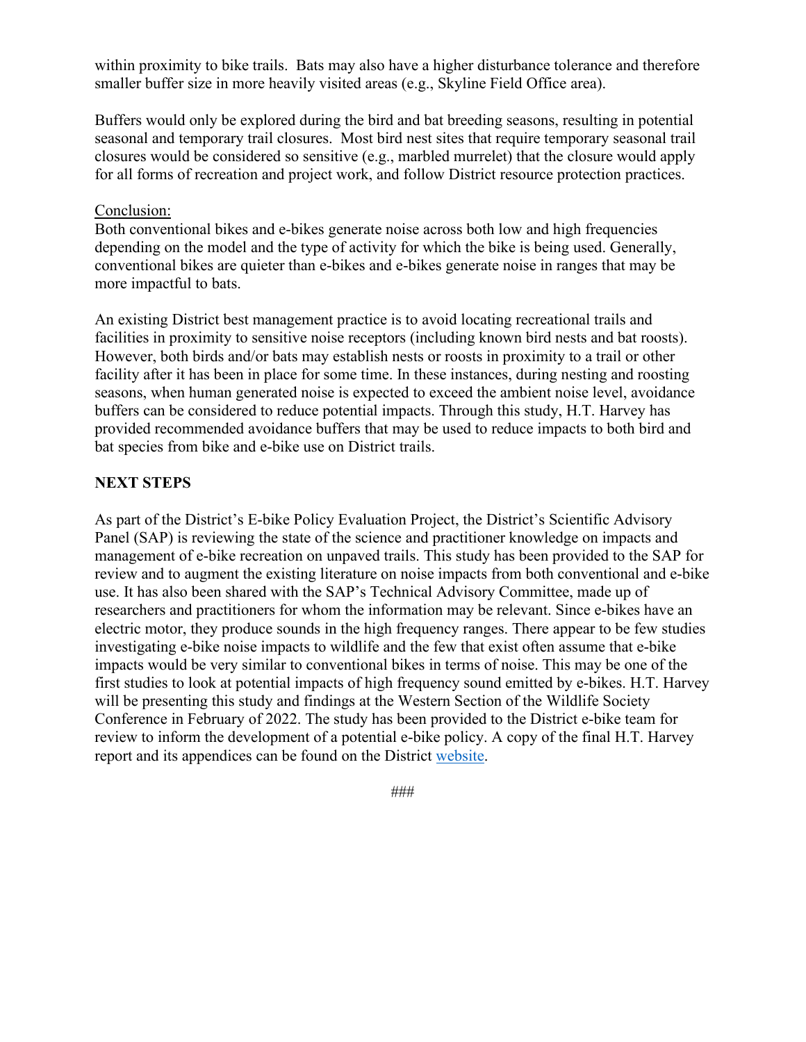within proximity to bike trails. Bats may also have a higher disturbance tolerance and therefore smaller buffer size in more heavily visited areas (e.g., Skyline Field Office area).

Buffers would only be explored during the bird and bat breeding seasons, resulting in potential seasonal and temporary trail closures. Most bird nest sites that require temporary seasonal trail closures would be considered so sensitive (e.g., marbled murrelet) that the closure would apply for all forms of recreation and project work, and follow District resource protection practices.

<u>Conclusion:</u>
Both conventional bikes and e-bikes generate noise across both low and high frequencies depending on the model and the type of activity for which the bike is being used. Generally, conventional bikes are quieter than e-bikes and e-bikes generate noise in ranges that may be more impactful to bats.

An existing District best management practice is to avoid locating recreational trails and facilities in proximity to sensitive noise receptors (including known bird nests and bat roosts). However, both birds and/or bats may establish nests or roosts in proximity to a trail or other facility after it has been in place for some time. In these instances, during nesting and roosting seasons, when human generated noise is expected to exceed the ambient noise level, avoidance buffers can be considered to reduce potential impacts. Through this study, H.T. Harvey has provided recommended avoidance buffers that may be used to reduce impacts to both bird and bat species from bike and e-bike use on District trails.

**NEXT STEPS**

As part of the District's E-bike Policy Evaluation Project, the District's Scientific Advisory Panel (SAP) is reviewing the state of the science and practitioner knowledge on impacts and management of e-bike recreation on unpaved trails. This study has been provided to the SAP for review and to augment the existing literature on noise impacts from both conventional and e-bike use. It has also been shared with the SAP's Technical Advisory Committee, made up of researchers and practitioners for whom the information may be relevant. Since e-bikes have an electric motor, they produce sounds in the high frequency ranges. There appear to be few studies investigating e-bike noise impacts to wildlife and the few that exist often assume that e-bike impacts would be very similar to conventional bikes in terms of noise. This may be one of the first studies to look at potential impacts of high frequency sound emitted by e-bikes. H.T. Harvey will be presenting this study and findings at the Western Section of the Wildlife Society Conference in February of 2022. The study has been provided to the District e-bike team for review to inform the development of a potential e-bike policy. A copy of the final H.T. Harvey report and its appendices can be found on the District website.

###